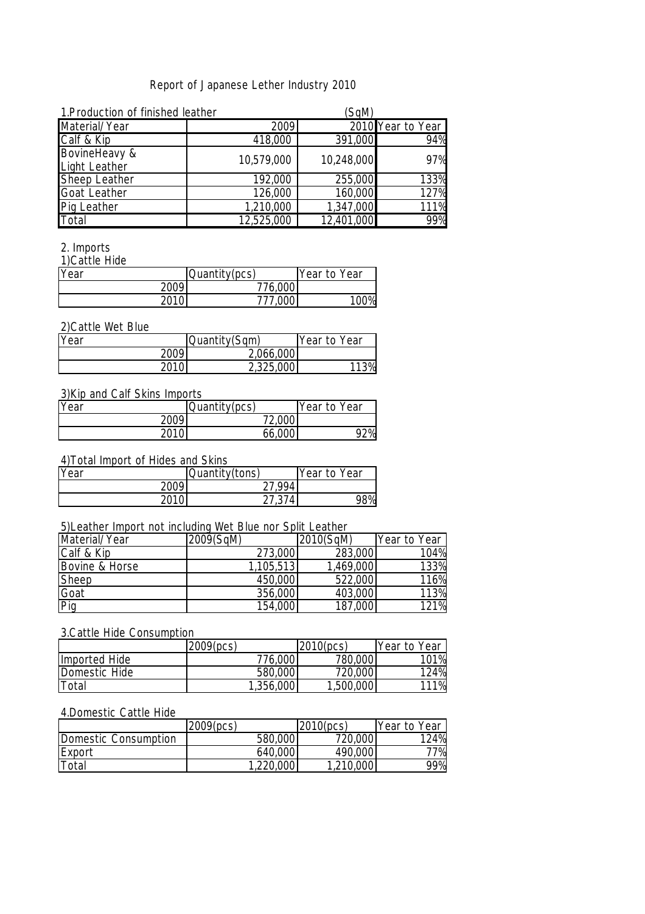# Report of Japanese Lether Industry 2010

## 1.Production of finished leather

(SqM)

| Material/Year | 2009 | 2010 | Year to Year |
|---|---|---|---|
| Calf & Kip | 418,000 | 391,000 | 94% |
| BovineHeavy & Light Leather | 10,579,000 | 10,248,000 | 97% |
| Sheep Leather | 192,000 | 255,000 | 133% |
| Goat Leather | 126,000 | 160,000 | 127% |
| Pig Leather | 1,210,000 | 1,347,000 | 111% |
| Total | 12,525,000 | 12,401,000 | 99% |

## 2. Imports

### 1)Cattle Hide

| Year | Quantity(pcs) | Year to Year |
|---|---|---|
| 2009 | 776,000 | |
| 2010 | 777,000 | 100% |

### 2)Cattle Wet Blue

| Year | Quantity(Sqm) | Year to Year |
|---|---|---|
| 2009 | 2,066,000 | |
| 2010 | 2,325,000 | 113% |

### 3)Kip and Calf Skins Imports

| Year | Quantity(pcs) | Year to Year |
|---|---|---|
| 2009 | 72,000 | |
| 2010 | 66,000 | 92% |

### 4)Total Import of Hides and Skins

| Year | Quantity(tons) | Year to Year |
|---|---|---|
| 2009 | 27,994 | |
| 2010 | 27,374 | 98% |

### 5)Leather Import not including Wet Blue nor Split Leather

| Material/Year | 2009(SqM) | 2010(SqM) | Year to Year |
|---|---|---|---|
| Calf & Kip | 273,000 | 283,000 | 104% |
| Bovine & Horse | 1,105,513 | 1,469,000 | 133% |
| Sheep | 450,000 | 522,000 | 116% |
| Goat | 356,000 | 403,000 | 113% |
| Pig | 154,000 | 187,000 | 121% |

## 3.Cattle Hide Consumption

| | 2009(pcs) | 2010(pcs) | Year to Year |
|---|---|---|---|
| Imported Hide | 776,000 | 780,000 | 101% |
| Domestic Hide | 580,000 | 720,000 | 124% |
| Total | 1,356,000 | 1,500,000 | 111% |

## 4.Domestic Cattle Hide

| | 2009(pcs) | 2010(pcs) | Year to Year |
|---|---|---|---|
| Domestic Consumption | 580,000 | 720,000 | 124% |
| Export | 640,000 | 490,000 | 77% |
| Total | 1,220,000 | 1,210,000 | 99% |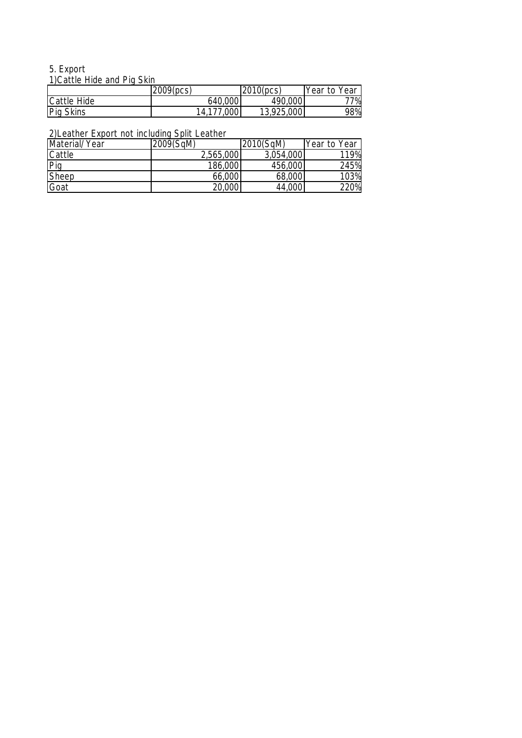5. Export

1)Cattle Hide and Pig Skin

| | 2009(pcs) | 2010(pcs) | Year to Year |
|---|---|---|---|
| Cattle Hide | 640,000 | 490,000 | 77% |
| Pig Skins | 14,177,000 | 13,925,000 | 98% |

2)Leather Export not including Split Leather

| Material/Year | 2009(SqM) | 2010(SqM) | Year to Year |
|---|---|---|---|
| Cattle | 2,565,000 | 3,054,000 | 119% |
| Pig | 186,000 | 456,000 | 245% |
| Sheep | 66,000 | 68,000 | 103% |
| Goat | 20,000 | 44,000 | 220% |